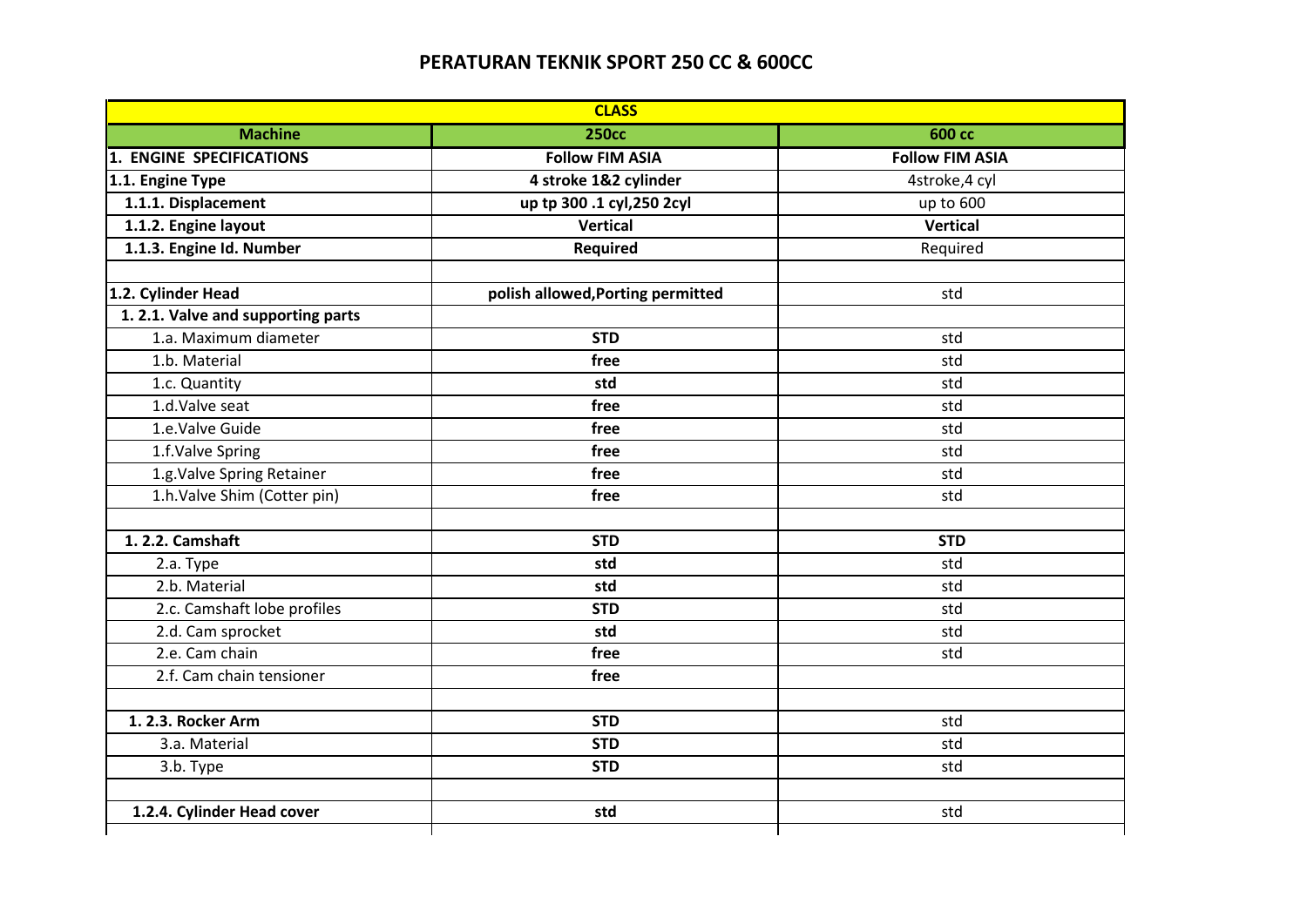# PERATURAN TEKNIK SPORT 250 CC & 600CC

| CLASS | | |
|---|---|---|
| **Machine** | **250cc** | **600 cc** |
| **1. ENGINE SPECIFICATIONS** | **Follow FIM ASIA** | **Follow FIM ASIA** |
| **1.1. Engine Type** | **4 stroke 1&2 cylinder** | 4stroke,4 cyl |
| **1.1.1. Displacement** | **up tp 300 .1 cyl,250 2cyl** | up to 600 |
| **1.1.2. Engine layout** | **Vertical** | **Vertical** |
| **1.1.3. Engine Id. Number** | **Required** | Required |
| | | |
| **1.2. Cylinder Head** | **polish allowed,Porting permitted** | std |
| **1. 2.1. Valve and supporting parts** | | |
| 1.a. Maximum diameter | **STD** | std |
| 1.b. Material | **free** | std |
| 1.c. Quantity | **std** | std |
| 1.d.Valve seat | **free** | std |
| 1.e.Valve Guide | **free** | std |
| 1.f.Valve Spring | **free** | std |
| 1.g.Valve Spring Retainer | **free** | std |
| 1.h.Valve Shim (Cotter pin) | **free** | std |
| | | |
| **1. 2.2. Camshaft** | **STD** | **STD** |
| 2.a. Type | **std** | std |
| 2.b. Material | **std** | std |
| 2.c. Camshaft lobe profiles | **STD** | std |
| 2.d. Cam sprocket | **std** | std |
| 2.e. Cam chain | **free** | std |
| 2.f. Cam chain tensioner | **free** | |
| | | |
| **1. 2.3. Rocker Arm** | **STD** | std |
| 3.a. Material | **STD** | std |
| 3.b. Type | **STD** | std |
| | | |
| **1.2.4. Cylinder Head cover** | **std** | std |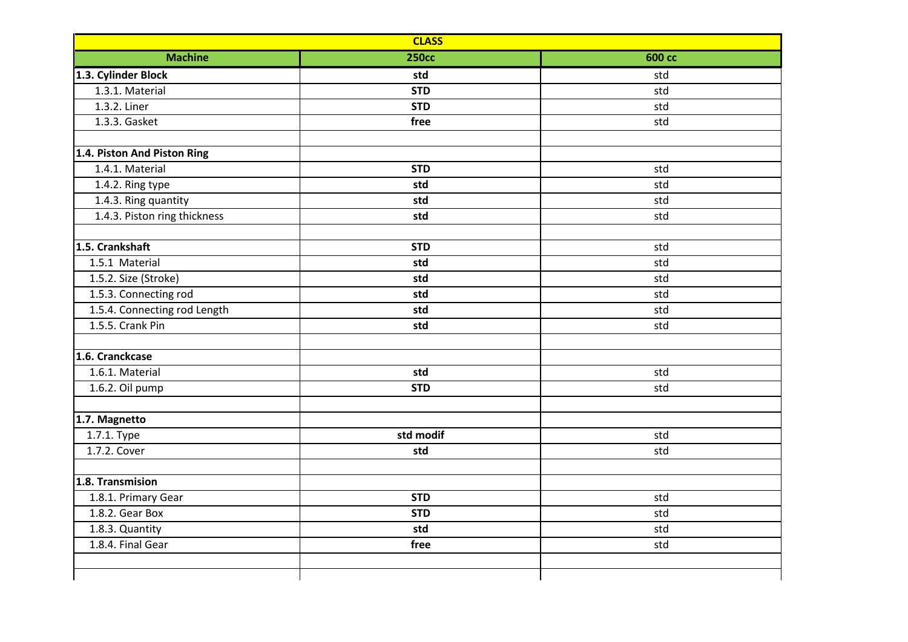| CLASS | | |
|---|---|---|
| **Machine** | **250cc** | **600 cc** |
| **1.3. Cylinder Block** | **std** | std |
| 1.3.1. Material | **STD** | std |
| 1.3.2. Liner | **STD** | std |
| 1.3.3. Gasket | **free** | std |
| | | |
| **1.4. Piston And Piston Ring** | | |
| 1.4.1. Material | **STD** | std |
| 1.4.2. Ring type | **std** | std |
| 1.4.3. Ring quantity | **std** | std |
| 1.4.3. Piston ring thickness | **std** | std |
| | | |
| **1.5. Crankshaft** | **STD** | std |
| 1.5.1 Material | **std** | std |
| 1.5.2. Size (Stroke) | **std** | std |
| 1.5.3. Connecting rod | **std** | std |
| 1.5.4. Connecting rod Length | **std** | std |
| 1.5.5. Crank Pin | **std** | std |
| | | |
| **1.6. Cranckcase** | | |
| 1.6.1. Material | **std** | std |
| 1.6.2. Oil pump | **STD** | std |
| | | |
| **1.7. Magnetto** | | |
| 1.7.1. Type | **std modif** | std |
| 1.7.2. Cover | **std** | std |
| | | |
| **1.8. Transmision** | | |
| 1.8.1. Primary Gear | **STD** | std |
| 1.8.2. Gear Box | **STD** | std |
| 1.8.3. Quantity | **std** | std |
| 1.8.4. Final Gear | **free** | std |
| | | |
| | | |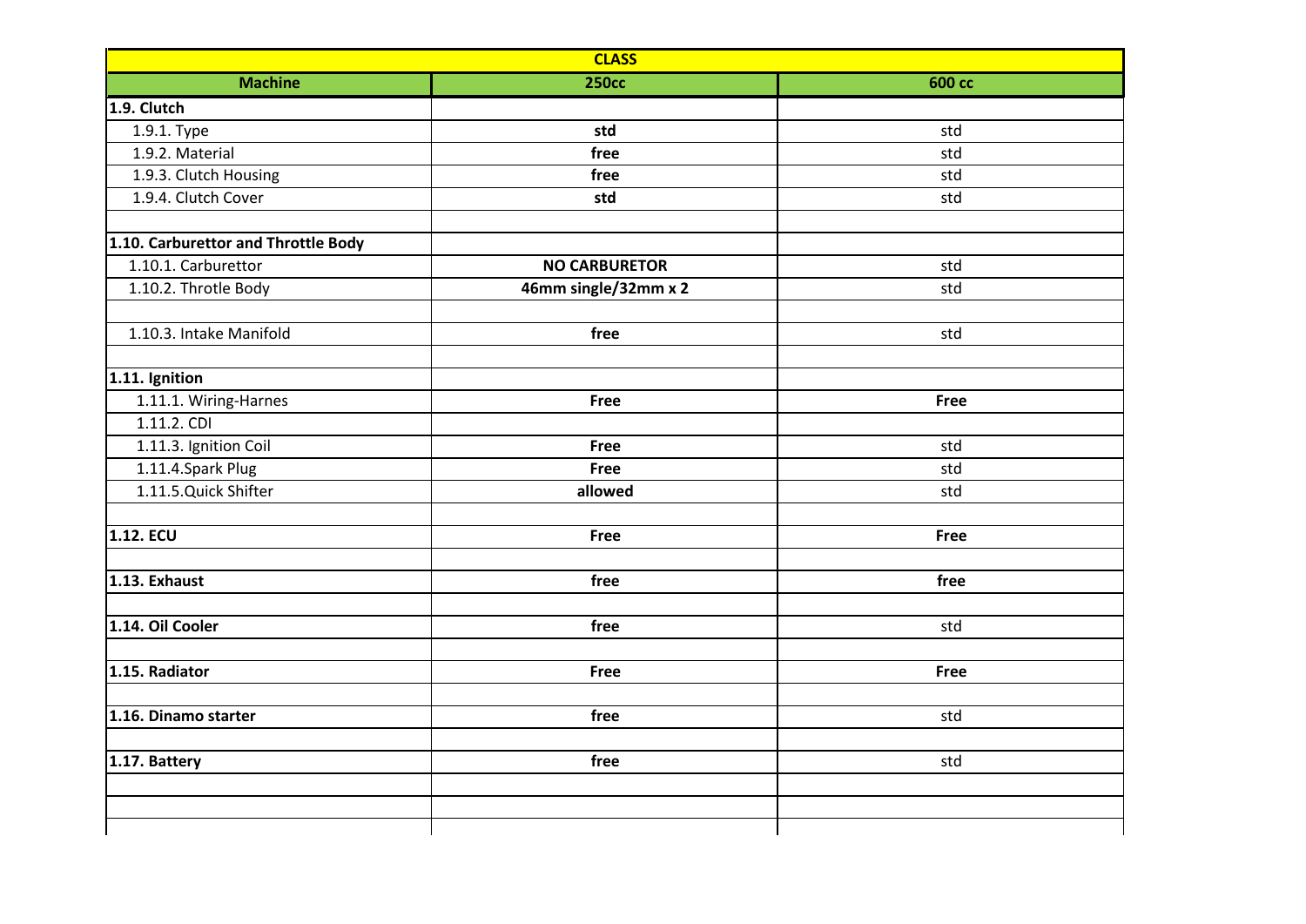| CLASS | | |
|---|---|---|
| **Machine** | **250cc** | **600 cc** |
| **1.9. Clutch** | | |
| 1.9.1. Type | **std** | std |
| 1.9.2. Material | **free** | std |
| 1.9.3. Clutch Housing | **free** | std |
| 1.9.4. Clutch Cover | **std** | std |
| | | |
| **1.10. Carburettor and Throttle Body** | | |
| 1.10.1. Carburettor | **NO CARBURETOR** | std |
| 1.10.2. Throtle Body | **46mm single/32mm x 2** | std |
| | | |
| 1.10.3. Intake Manifold | **free** | std |
| | | |
| **1.11. Ignition** | | |
| 1.11.1. Wiring-Harnes | **Free** | **Free** |
| 1.11.2. CDI | | |
| 1.11.3. Ignition Coil | **Free** | std |
| 1.11.4.Spark Plug | **Free** | std |
| 1.11.5.Quick Shifter | **allowed** | std |
| | | |
| **1.12. ECU** | **Free** | **Free** |
| | | |
| **1.13. Exhaust** | **free** | **free** |
| | | |
| **1.14. Oil Cooler** | **free** | std |
| | | |
| **1.15. Radiator** | **Free** | **Free** |
| | | |
| **1.16. Dinamo starter** | **free** | std |
| | | |
| **1.17. Battery** | **free** | std |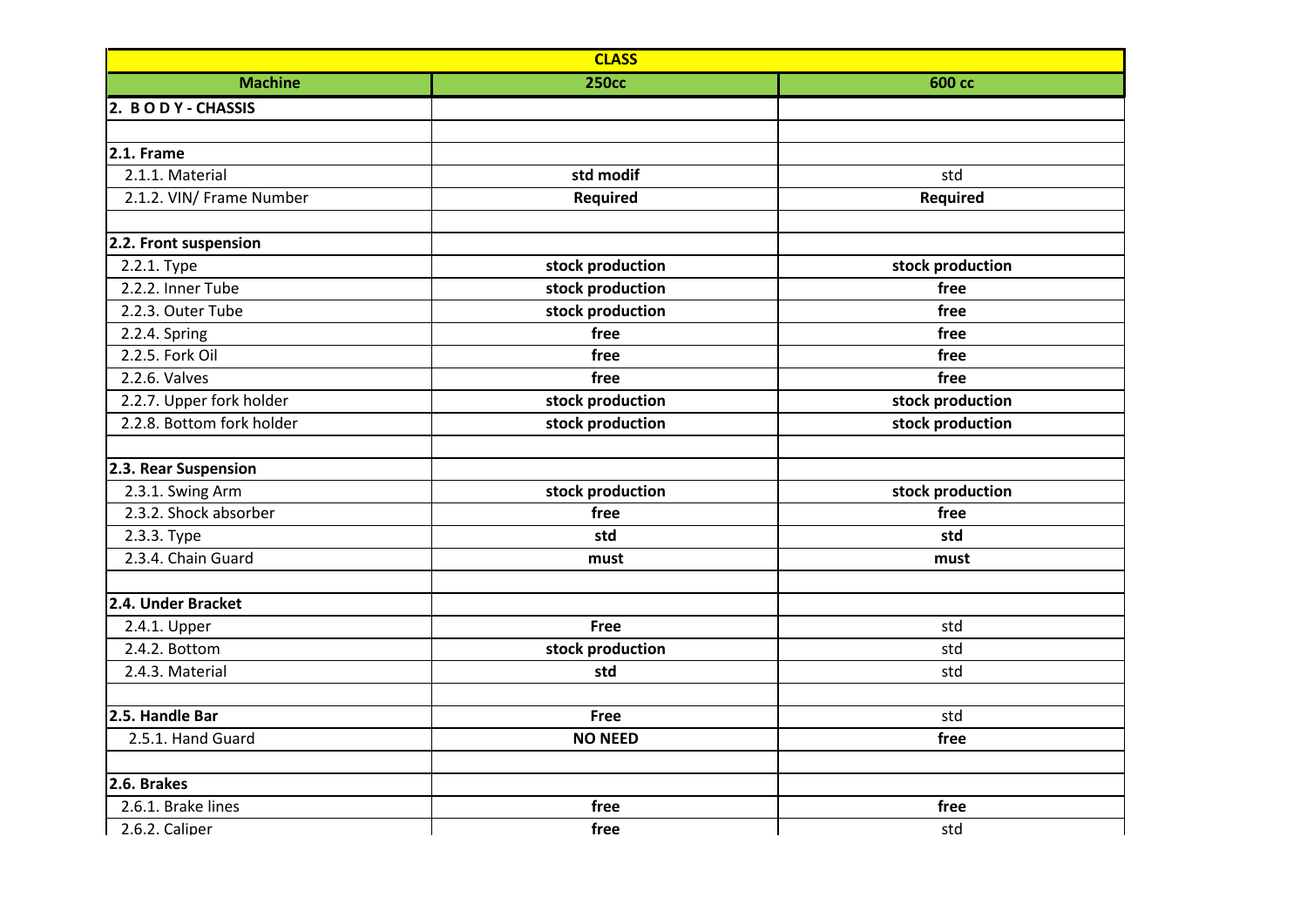| CLASS | | |
|---|---|---|
| **Machine** | **250cc** | **600 cc** |
| **2. B O D Y - CHASSIS** | | |
| | | |
| **2.1. Frame** | | |
| 2.1.1. Material | **std modif** | std |
| 2.1.2. VIN/ Frame Number | **Required** | **Required** |
| | | |
| **2.2. Front suspension** | | |
| 2.2.1. Type | **stock production** | **stock production** |
| 2.2.2. Inner Tube | **stock production** | **free** |
| 2.2.3. Outer Tube | **stock production** | **free** |
| 2.2.4. Spring | **free** | **free** |
| 2.2.5. Fork Oil | **free** | **free** |
| 2.2.6. Valves | **free** | **free** |
| 2.2.7. Upper fork holder | **stock production** | **stock production** |
| 2.2.8. Bottom fork holder | **stock production** | **stock production** |
| | | |
| **2.3. Rear Suspension** | | |
| 2.3.1. Swing Arm | **stock production** | **stock production** |
| 2.3.2. Shock absorber | **free** | **free** |
| 2.3.3. Type | **std** | **std** |
| 2.3.4. Chain Guard | **must** | **must** |
| | | |
| **2.4. Under Bracket** | | |
| 2.4.1. Upper | **Free** | std |
| 2.4.2. Bottom | **stock production** | std |
| 2.4.3. Material | **std** | std |
| | | |
| **2.5. Handle Bar** | **Free** | std |
| 2.5.1. Hand Guard | **NO NEED** | **free** |
| | | |
| **2.6. Brakes** | | |
| 2.6.1. Brake lines | **free** | **free** |
| 2.6.2. Caliper | **free** | std |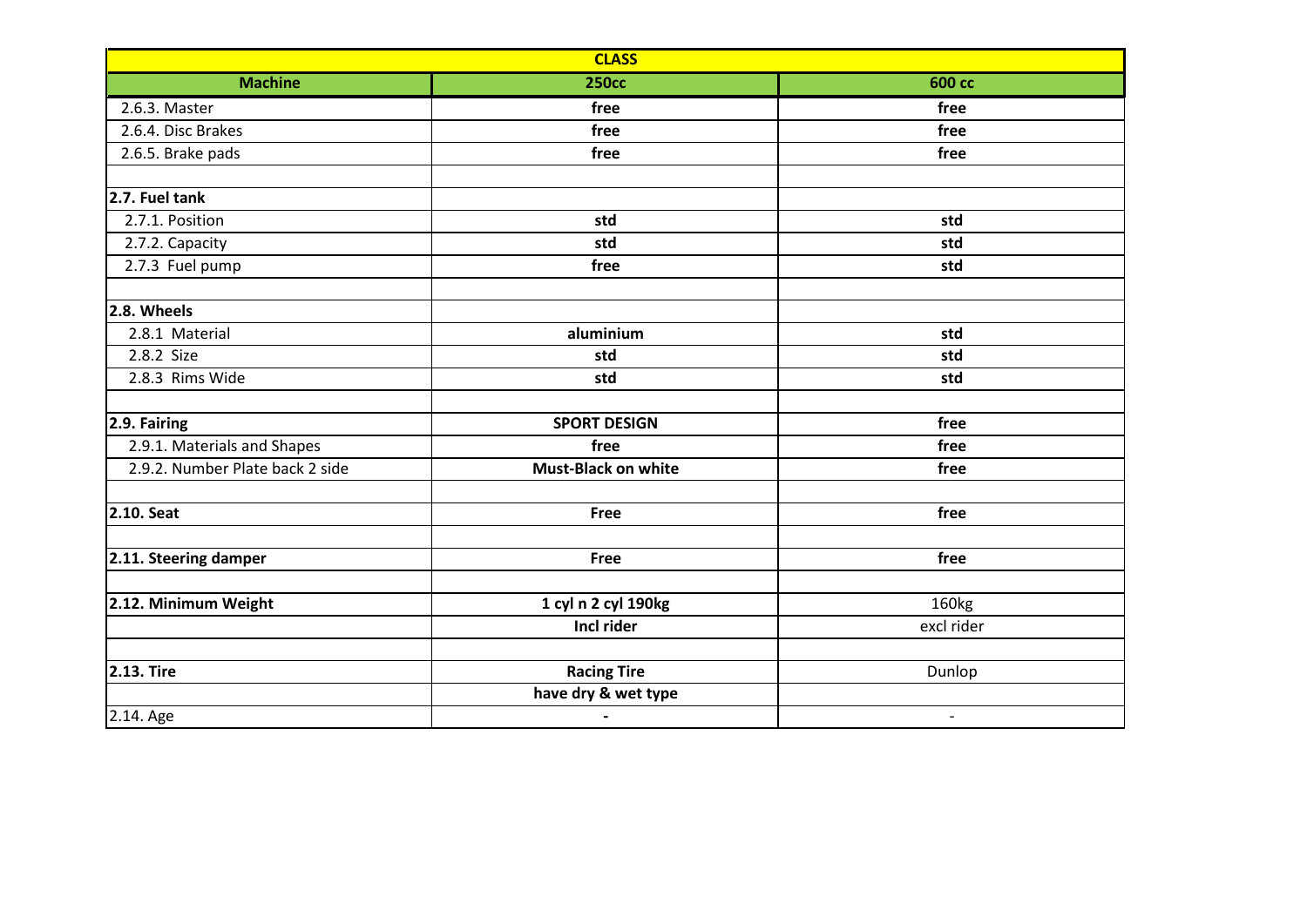| CLASS | | |
|---|---|---|
| **Machine** | **250cc** | **600 cc** |
| 2.6.3. Master | **free** | **free** |
| 2.6.4. Disc Brakes | **free** | **free** |
| 2.6.5. Brake pads | **free** | **free** |
| | | |
| **2.7. Fuel tank** | | |
| 2.7.1. Position | **std** | **std** |
| 2.7.2. Capacity | **std** | **std** |
| 2.7.3 Fuel pump | **free** | **std** |
| | | |
| **2.8. Wheels** | | |
| 2.8.1 Material | **aluminium** | **std** |
| 2.8.2 Size | **std** | **std** |
| 2.8.3 Rims Wide | **std** | **std** |
| | | |
| **2.9. Fairing** | **SPORT DESIGN** | **free** |
| 2.9.1. Materials and Shapes | **free** | **free** |
| 2.9.2. Number Plate back 2 side | **Must-Black on white** | **free** |
| | | |
| **2.10. Seat** | **Free** | **free** |
| | | |
| **2.11. Steering damper** | **Free** | **free** |
| | | |
| **2.12. Minimum Weight** | **1 cyl n 2 cyl 190kg** | 160kg |
| | **Incl rider** | excl rider |
| | | |
| **2.13. Tire** | **Racing Tire** | Dunlop |
| | **have dry & wet type** | |
| 2.14. Age | **-** | - |